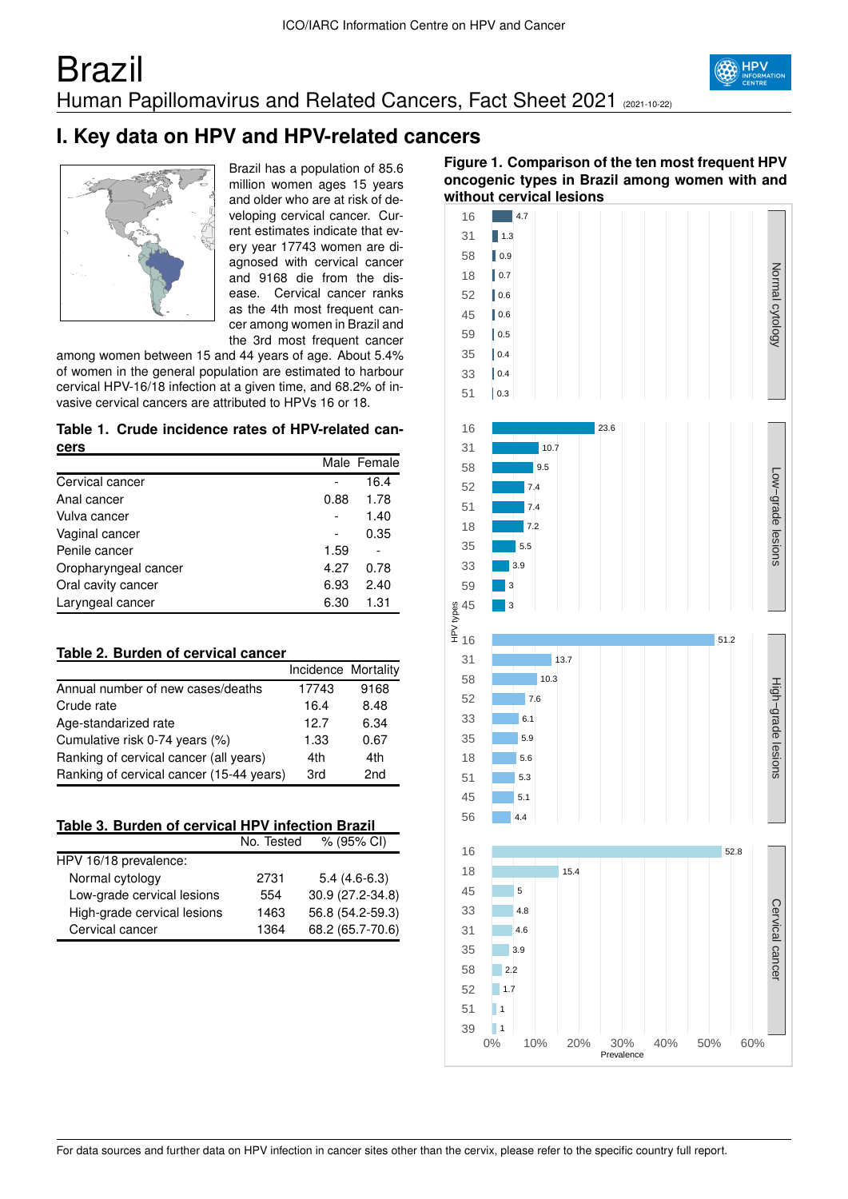# Brazil

## Human Papillomavirus and Related Cancers, Fact Sheet 2021 (2021-10-22)

## I. Key data on HPV and HPV-related cancers

Brazil has a population of 85.6 million women ages 15 years and older who are at risk of developing cervical cancer. Current estimates indicate that every year 17743 women are diagnosed with cervical cancer and 9168 die from the disease. Cervical cancer ranks as the 4th most frequent cancer among women in Brazil and the 3rd most frequent cancer among women between 15 and 44 years of age. About 5.4% of women in the general population are estimated to harbour cervical HPV-16/18 infection at a given time, and 68.2% of invasive cervical cancers are attributed to HPVs 16 or 18.

**Table 1. Crude incidence rates of HPV-related cancers**

| | Male | Female |
|---|---|---|
| Cervical cancer | - | 16.4 |
| Anal cancer | 0.88 | 1.78 |
| Vulva cancer | - | 1.40 |
| Vaginal cancer | - | 0.35 |
| Penile cancer | 1.59 | - |
| Oropharyngeal cancer | 4.27 | 0.78 |
| Oral cavity cancer | 6.93 | 2.40 |
| Laryngeal cancer | 6.30 | 1.31 |

**Table 2. Burden of cervical cancer**

| | Incidence | Mortality |
|---|---|---|
| Annual number of new cases/deaths | 17743 | 9168 |
| Crude rate | 16.4 | 8.48 |
| Age-standarized rate | 12.7 | 6.34 |
| Cumulative risk 0-74 years (%) | 1.33 | 0.67 |
| Ranking of cervical cancer (all years) | 4th | 4th |
| Ranking of cervical cancer (15-44 years) | 3rd | 2nd |

**Table 3. Burden of cervical HPV infection Brazil**

| | No. Tested | % (95% CI) |
|---|---|---|
| HPV 16/18 prevalence: | | |
| Normal cytology | 2731 | 5.4 (4.6-6.3) |
| Low-grade cervical lesions | 554 | 30.9 (27.2-34.8) |
| High-grade cervical lesions | 1463 | 56.8 (54.2-59.3) |
| Cervical cancer | 1364 | 68.2 (65.7-70.6) |

**Figure 1. Comparison of the ten most frequent HPV oncogenic types in Brazil among women with and without cervical lesions**

| Normal cytology | | Low-grade lesions | | High-grade lesions | | Cervical cancer | |
|---|---|---|---|---|---|---|---|
| HPV type | Prevalence (%) | HPV type | Prevalence (%) | HPV type | Prevalence (%) | HPV type | Prevalence (%) |
| 16 | 4.7 | 16 | 23.6 | 16 | 51.2 | 16 | 52.8 |
| 31 | 1.3 | 31 | 10.7 | 31 | 13.7 | 18 | 15.4 |
| 58 | 0.9 | 58 | 9.5 | 58 | 10.3 | 45 | 5 |
| 18 | 0.7 | 52 | 7.4 | 52 | 7.6 | 33 | 4.8 |
| 52 | 0.6 | 51 | 7.4 | 33 | 6.1 | 31 | 4.6 |
| 45 | 0.6 | 18 | 7.2 | 35 | 5.9 | 35 | 3.9 |
| 59 | 0.5 | 35 | 5.5 | 18 | 5.6 | 58 | 2.2 |
| 35 | 0.4 | 33 | 3.9 | 51 | 5.3 | 52 | 1.7 |
| 33 | 0.4 | 59 | 3 | 45 | 5.1 | 51 | 1 |
| 51 | 0.3 | 45 | 3 | 56 | 4.4 | 39 | 1 |

For data sources and further data on HPV infection in cancer sites other than the cervix, please refer to the specific country full report.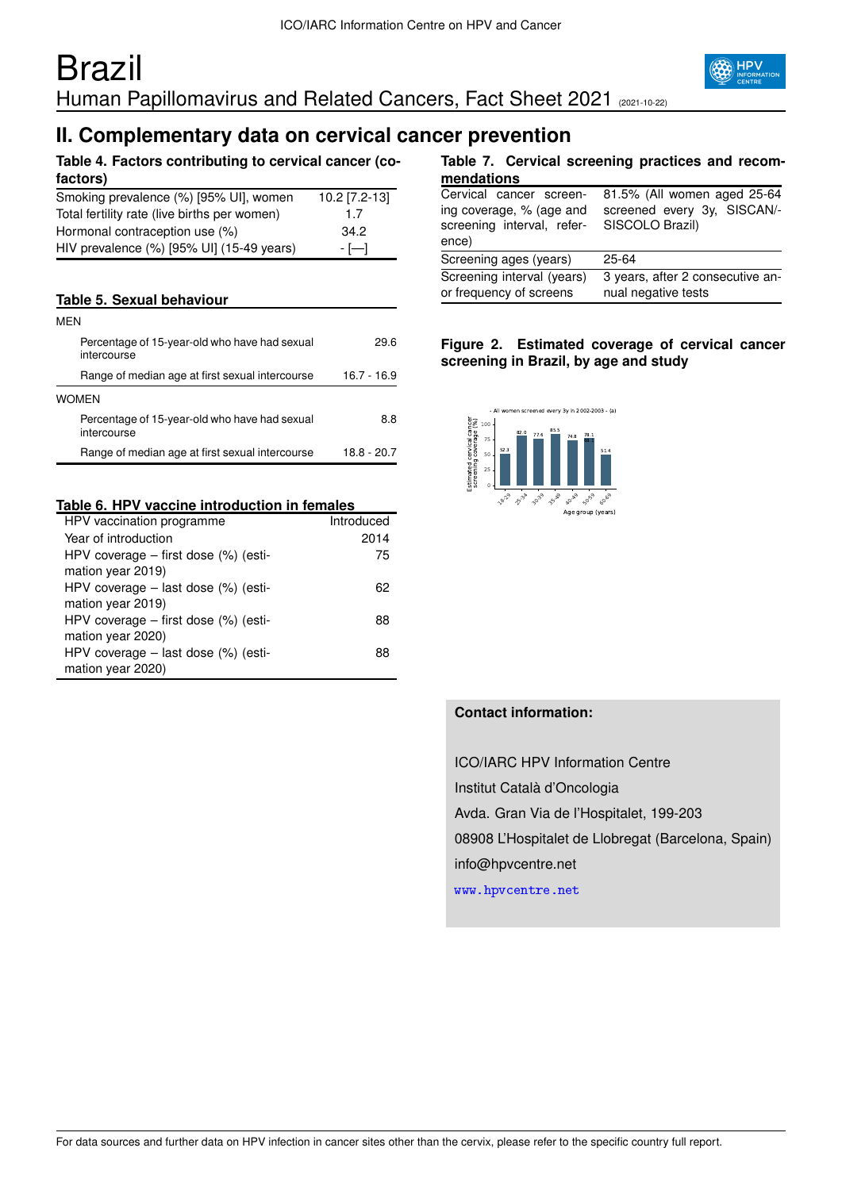# Brazil

Human Papillomavirus and Related Cancers, Fact Sheet 2021 (2021-10-22)

## II. Complementary data on cervical cancer prevention

### Table 4. Factors contributing to cervical cancer (cofactors)

| | |
|---|---|
| Smoking prevalence (%) [95% UI], women | 10.2 [7.2-13] |
| Total fertility rate (live births per women) | 1.7 |
| Hormonal contraception use (%) | 34.2 |
| HIV prevalence (%) [95% UI] (15-49 years) | - [–] |

### Table 5. Sexual behaviour

| | |
|---|---|
| MEN | |
| Percentage of 15-year-old who have had sexual intercourse | 29.6 |
| Range of median age at first sexual intercourse | 16.7 - 16.9 |
| WOMEN | |
| Percentage of 15-year-old who have had sexual intercourse | 8.8 |
| Range of median age at first sexual intercourse | 18.8 - 20.7 |

### Table 6. HPV vaccine introduction in females

| | |
|---|---|
| HPV vaccination programme | Introduced |
| Year of introduction | 2014 |
| HPV coverage – first dose (%) (estimation year 2019) | 75 |
| HPV coverage – last dose (%) (estimation year 2019) | 62 |
| HPV coverage – first dose (%) (estimation year 2020) | 88 |
| HPV coverage – last dose (%) (estimation year 2020) | 88 |

### Table 7. Cervical screening practices and recommendations

| | |
|---|---|
| Cervical cancer screening coverage, % (age and screening interval, reference) | 81.5% (All women aged 25-64 screened every 3y, SISCAN/-SISCOLO Brazil) |
| Screening ages (years) | 25-64 |
| Screening interval (years) or frequency of screens | 3 years, after 2 consecutive annual negative tests |

### Figure 2. Estimated coverage of cervical cancer screening in Brazil, by age and study

- All women screened every 3y in 2002-2003 - (a)

Estimated cervical cancer screening coverage (%)

100
75
50
25
0

52.3
82.0
77.6
85.5
74.8
78.1
51.4

18-29
25-34
30-39
35-49
40-49
50-59
60-69

Age group (years)

**Contact information:**

ICO/IARC HPV Information Centre

Institut Català d'Oncologia

Avda. Gran Via de l'Hospitalet, 199-203

08908 L'Hospitalet de Llobregat (Barcelona, Spain)

info@hpvcentre.net

www.hpvcentre.net

For data sources and further data on HPV infection in cancer sites other than the cervix, please refer to the specific country full report.